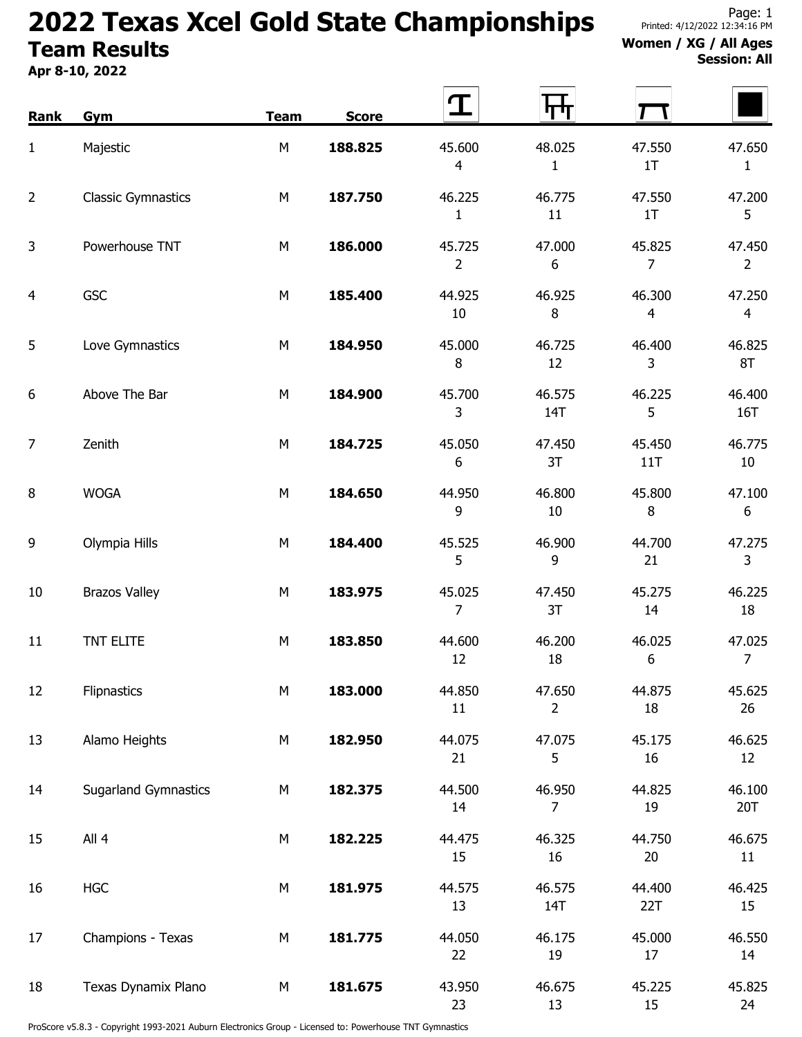# 2022 Texas Xcel Gold State Championships

## Team Results

**Apr 8-10, 2022**

Printed: 4/12/2022 12:34:16 PM

**Women / XG / All Ages**
**Session: All**

| Rank | Gym | Team | Score | Vault | Bars | Beam | Floor |
|---|---|---|---|---|---|---|---|
| 1 | Majestic | M | **188.825** | 45.600<br>4 | 48.025<br>1 | 47.550<br>1T | 47.650<br>1 |
| 2 | Classic Gymnastics | M | **187.750** | 46.225<br>1 | 46.775<br>11 | 47.550<br>1T | 47.200<br>5 |
| 3 | Powerhouse TNT | M | **186.000** | 45.725<br>2 | 47.000<br>6 | 45.825<br>7 | 47.450<br>2 |
| 4 | GSC | M | **185.400** | 44.925<br>10 | 46.925<br>8 | 46.300<br>4 | 47.250<br>4 |
| 5 | Love Gymnastics | M | **184.950** | 45.000<br>8 | 46.725<br>12 | 46.400<br>3 | 46.825<br>8T |
| 6 | Above The Bar | M | **184.900** | 45.700<br>3 | 46.575<br>14T | 46.225<br>5 | 46.400<br>16T |
| 7 | Zenith | M | **184.725** | 45.050<br>6 | 47.450<br>3T | 45.450<br>11T | 46.775<br>10 |
| 8 | WOGA | M | **184.650** | 44.950<br>9 | 46.800<br>10 | 45.800<br>8 | 47.100<br>6 |
| 9 | Olympia Hills | M | **184.400** | 45.525<br>5 | 46.900<br>9 | 44.700<br>21 | 47.275<br>3 |
| 10 | Brazos Valley | M | **183.975** | 45.025<br>7 | 47.450<br>3T | 45.275<br>14 | 46.225<br>18 |
| 11 | TNT ELITE | M | **183.850** | 44.600<br>12 | 46.200<br>18 | 46.025<br>6 | 47.025<br>7 |
| 12 | Flipnastics | M | **183.000** | 44.850<br>11 | 47.650<br>2 | 44.875<br>18 | 45.625<br>26 |
| 13 | Alamo Heights | M | **182.950** | 44.075<br>21 | 47.075<br>5 | 45.175<br>16 | 46.625<br>12 |
| 14 | Sugarland Gymnastics | M | **182.375** | 44.500<br>14 | 46.950<br>7 | 44.825<br>19 | 46.100<br>20T |
| 15 | All 4 | M | **182.225** | 44.475<br>15 | 46.325<br>16 | 44.750<br>20 | 46.675<br>11 |
| 16 | HGC | M | **181.975** | 44.575<br>13 | 46.575<br>14T | 44.400<br>22T | 46.425<br>15 |
| 17 | Champions - Texas | M | **181.775** | 44.050<br>22 | 46.175<br>19 | 45.000<br>17 | 46.550<br>14 |
| 18 | Texas Dynamix Plano | M | **181.675** | 43.950<br>23 | 46.675<br>13 | 45.225<br>15 | 45.825<br>24 |

ProScore v5.8.3 - Copyright 1993-2021 Auburn Electronics Group - Licensed to: Powerhouse TNT Gymnastics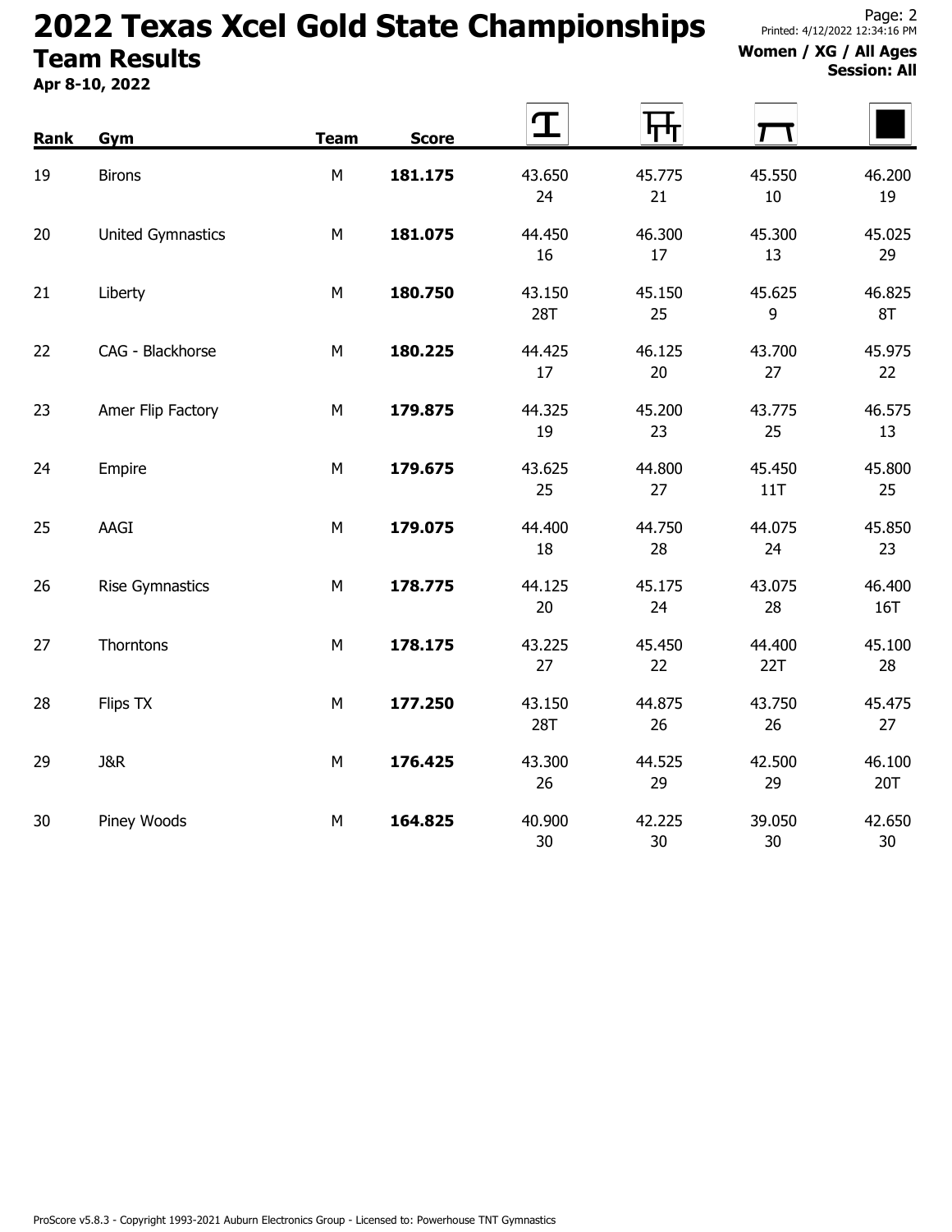# 2022 Texas Xcel Gold State Championships

## Team Results

**Apr 8-10, 2022**

**Women / XG / All Ages**
**Session: All**

| Rank | Gym | Team | Score | Vault | Bars | Beam | Floor |
|---|---|---|---|---|---|---|---|
| 19 | Birons | M | **181.175** | 43.650<br>24 | 45.775<br>21 | 45.550<br>10 | 46.200<br>19 |
| 20 | United Gymnastics | M | **181.075** | 44.450<br>16 | 46.300<br>17 | 45.300<br>13 | 45.025<br>29 |
| 21 | Liberty | M | **180.750** | 43.150<br>28T | 45.150<br>25 | 45.625<br>9 | 46.825<br>8T |
| 22 | CAG - Blackhorse | M | **180.225** | 44.425<br>17 | 46.125<br>20 | 43.700<br>27 | 45.975<br>22 |
| 23 | Amer Flip Factory | M | **179.875** | 44.325<br>19 | 45.200<br>23 | 43.775<br>25 | 46.575<br>13 |
| 24 | Empire | M | **179.675** | 43.625<br>25 | 44.800<br>27 | 45.450<br>11T | 45.800<br>25 |
| 25 | AAGI | M | **179.075** | 44.400<br>18 | 44.750<br>28 | 44.075<br>24 | 45.850<br>23 |
| 26 | Rise Gymnastics | M | **178.775** | 44.125<br>20 | 45.175<br>24 | 43.075<br>28 | 46.400<br>16T |
| 27 | Thorntons | M | **178.175** | 43.225<br>27 | 45.450<br>22 | 44.400<br>22T | 45.100<br>28 |
| 28 | Flips TX | M | **177.250** | 43.150<br>28T | 44.875<br>26 | 43.750<br>26 | 45.475<br>27 |
| 29 | J&R | M | **176.425** | 43.300<br>26 | 44.525<br>29 | 42.500<br>29 | 46.100<br>20T |
| 30 | Piney Woods | M | **164.825** | 40.900<br>30 | 42.225<br>30 | 39.050<br>30 | 42.650<br>30 |

ProScore v5.8.3 - Copyright 1993-2021 Auburn Electronics Group - Licensed to: Powerhouse TNT Gymnastics